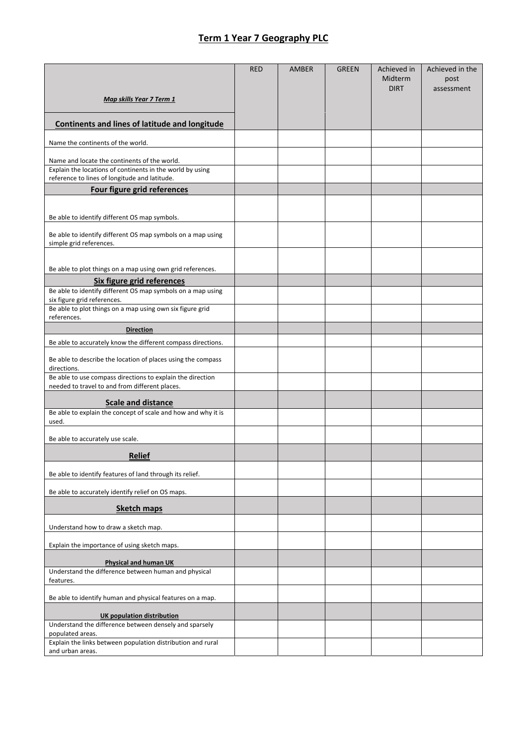# Term 1 Year 7 Geography PLC

| ***Map skills Year 7 Term 1*** | RED | AMBER | GREEN | Achieved in Midterm DIRT | Achieved in the post assessment |
|---|---|---|---|---|---|
| **Continents and lines of latitude and longitude** | | | | | |
| Name the continents of the world. | | | | | |
| Name and locate the continents of the world. | | | | | |
| Explain the locations of continents in the world by using reference to lines of longitude and latitude. | | | | | |
| **Four figure grid references** | | | | | |
| Be able to identify different OS map symbols. | | | | | |
| Be able to identify different OS map symbols on a map using simple grid references. | | | | | |
| Be able to plot things on a map using own grid references. | | | | | |
| **Six figure grid references** | | | | | |
| Be able to identify different OS map symbols on a map using six figure grid references. | | | | | |
| Be able to plot things on a map using own six figure grid references. | | | | | |
| **Direction** | | | | | |
| Be able to accurately know the different compass directions. | | | | | |
| Be able to describe the location of places using the compass directions. | | | | | |
| Be able to use compass directions to explain the direction needed to travel to and from different places. | | | | | |
| **Scale and distance** | | | | | |
| Be able to explain the concept of scale and how and why it is used. | | | | | |
| Be able to accurately use scale. | | | | | |
| **Relief** | | | | | |
| Be able to identify features of land through its relief. | | | | | |
| Be able to accurately identify relief on OS maps. | | | | | |
| **Sketch maps** | | | | | |
| Understand how to draw a sketch map. | | | | | |
| Explain the importance of using sketch maps. | | | | | |
| **Physical and human UK** | | | | | |
| Understand the difference between human and physical features. | | | | | |
| Be able to identify human and physical features on a map. | | | | | |
| **UK population distribution** | | | | | |
| Understand the difference between densely and sparsely populated areas. | | | | | |
| Explain the links between population distribution and rural and urban areas. | | | | | |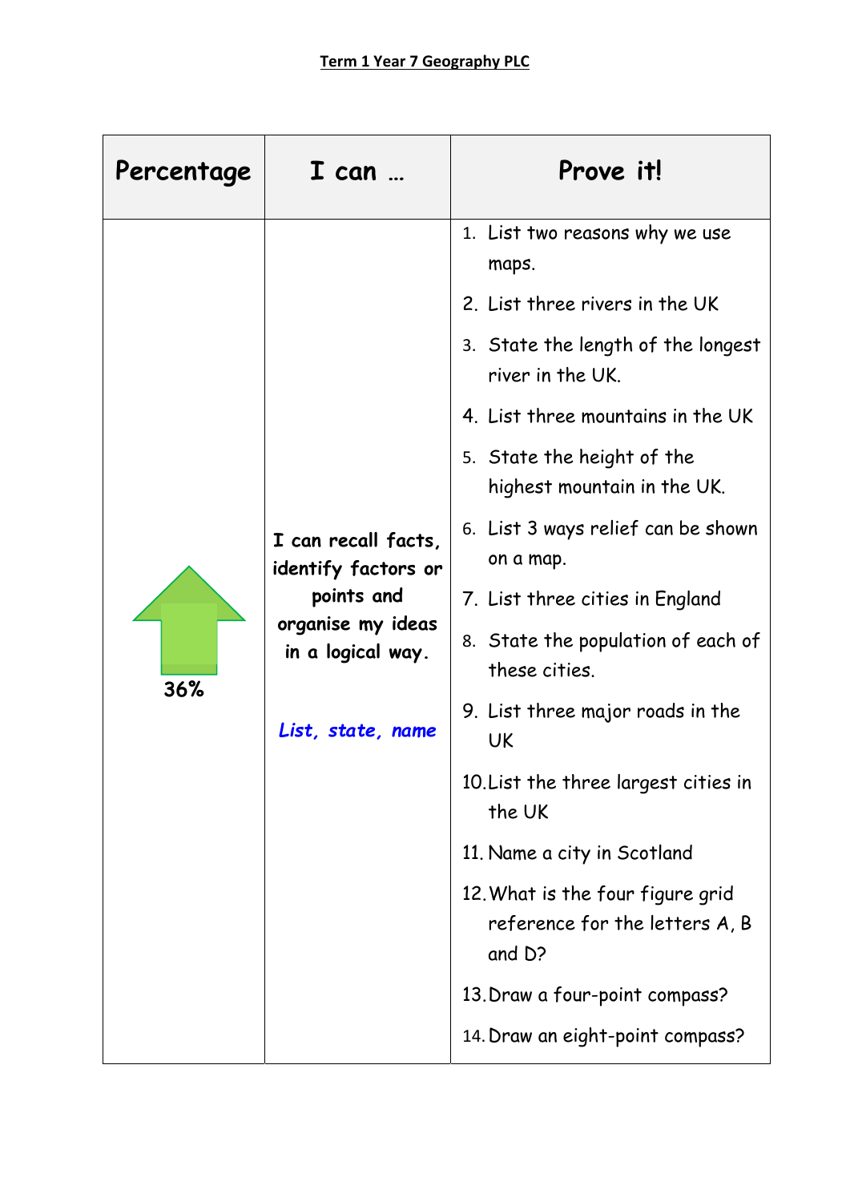**Term 1 Year 7 Geography PLC**

| Percentage | I can … | Prove it! |
|---|---|---|
| 36% | **I can recall facts, identify factors or points and organise my ideas in a logical way.**<br><br>***List, state, name*** | 1. List two reasons why we use maps.<br>2. List three rivers in the UK<br>3. State the length of the longest river in the UK.<br>4. List three mountains in the UK<br>5. State the height of the highest mountain in the UK.<br>6. List 3 ways relief can be shown on a map.<br>7. List three cities in England<br>8. State the population of each of these cities.<br>9. List three major roads in the UK<br>10. List the three largest cities in the UK<br>11. Name a city in Scotland<br>12. What is the four figure grid reference for the letters A, B and D?<br>13. Draw a four-point compass?<br>14. Draw an eight-point compass? |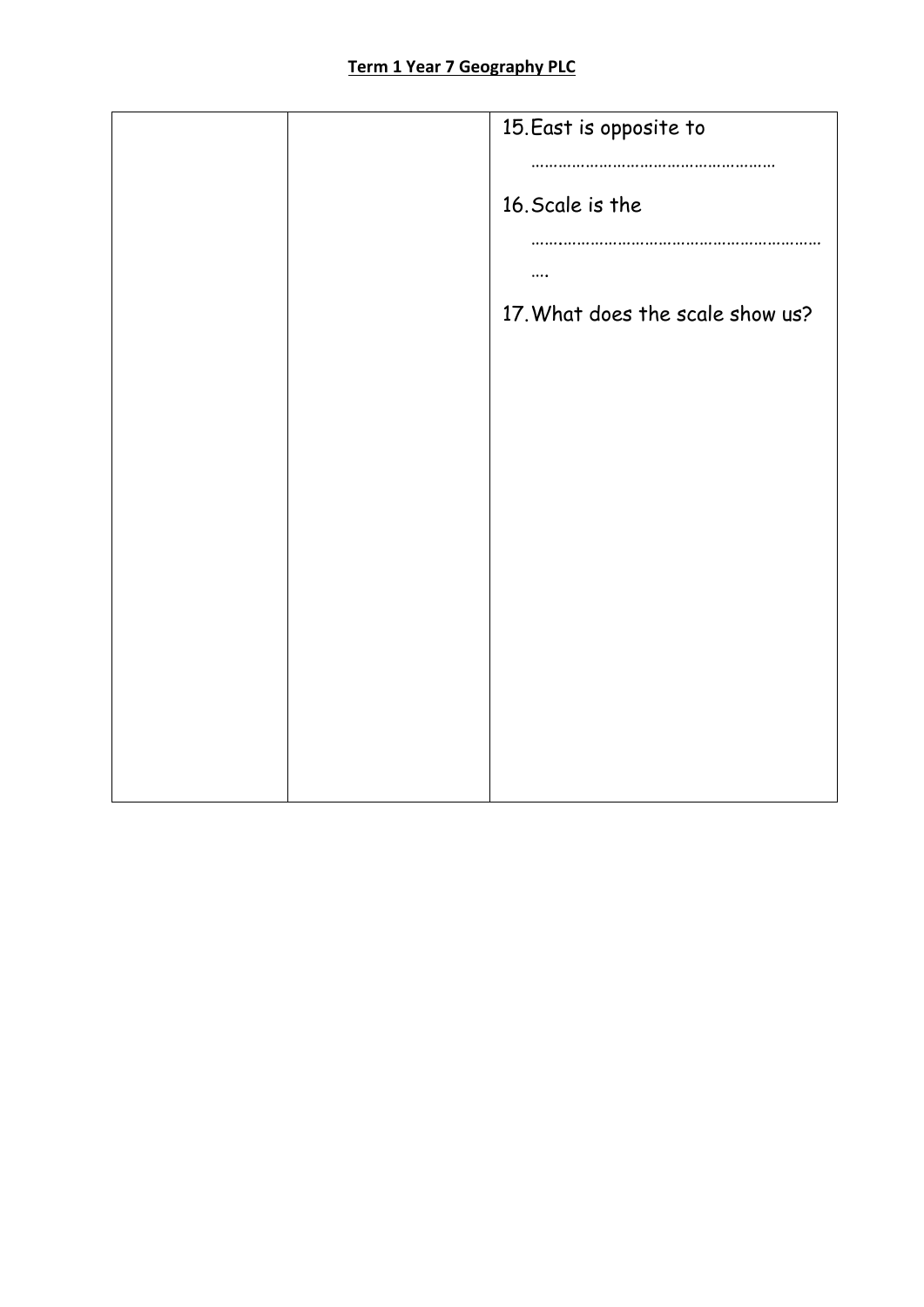**Term 1 Year 7 Geography PLC**

| | | |
|---|---|---|
| | | 15. East is opposite to ……………………………………………… 16. Scale is the ……………………………………………………… …. 17. What does the scale show us? |